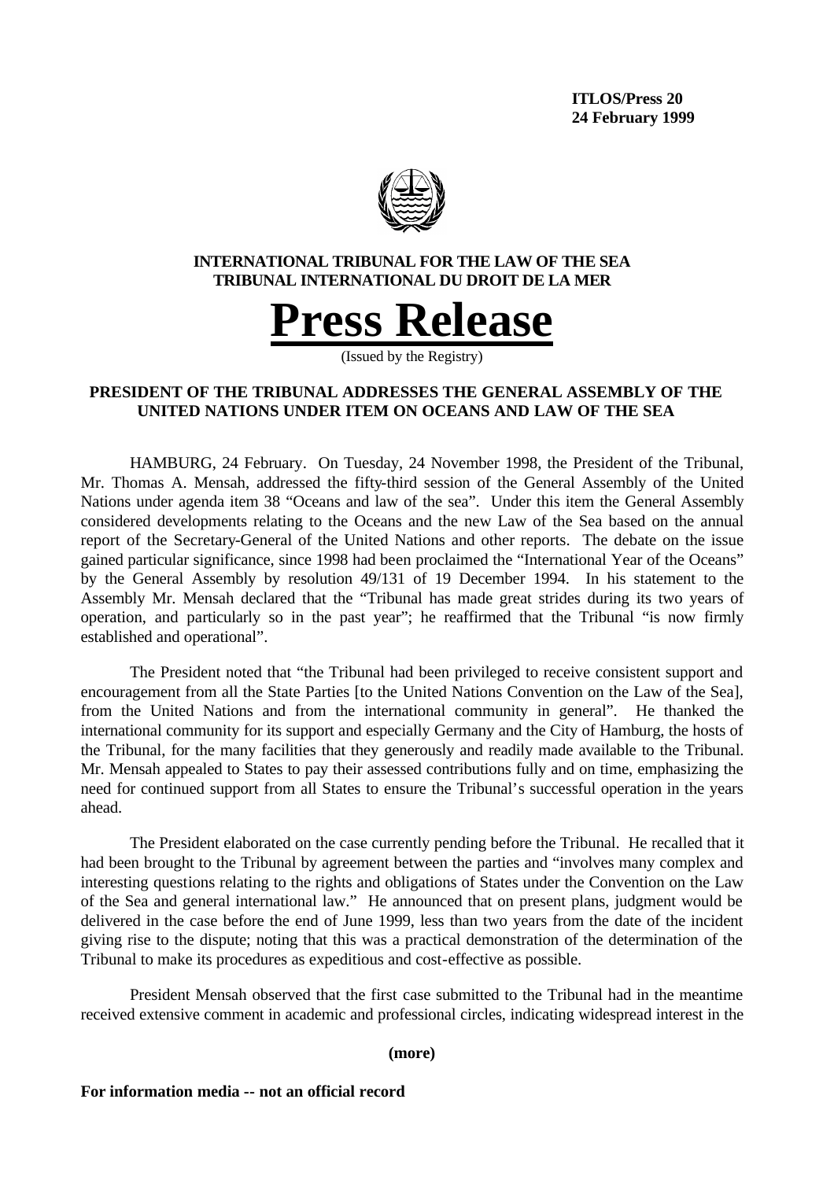**ITLOS/Press 20**
**24 February 1999**

**INTERNATIONAL TRIBUNAL FOR THE LAW OF THE SEA**
**TRIBUNAL INTERNATIONAL DU DROIT DE LA MER**

# Press Release

(Issued by the Registry)

## PRESIDENT OF THE TRIBUNAL ADDRESSES THE GENERAL ASSEMBLY OF THE UNITED NATIONS UNDER ITEM ON OCEANS AND LAW OF THE SEA

HAMBURG, 24 February. On Tuesday, 24 November 1998, the President of the Tribunal, Mr. Thomas A. Mensah, addressed the fifty-third session of the General Assembly of the United Nations under agenda item 38 "Oceans and law of the sea". Under this item the General Assembly considered developments relating to the Oceans and the new Law of the Sea based on the annual report of the Secretary-General of the United Nations and other reports. The debate on the issue gained particular significance, since 1998 had been proclaimed the "International Year of the Oceans" by the General Assembly by resolution 49/131 of 19 December 1994. In his statement to the Assembly Mr. Mensah declared that the "Tribunal has made great strides during its two years of operation, and particularly so in the past year"; he reaffirmed that the Tribunal "is now firmly established and operational".

The President noted that "the Tribunal had been privileged to receive consistent support and encouragement from all the State Parties [to the United Nations Convention on the Law of the Sea], from the United Nations and from the international community in general". He thanked the international community for its support and especially Germany and the City of Hamburg, the hosts of the Tribunal, for the many facilities that they generously and readily made available to the Tribunal. Mr. Mensah appealed to States to pay their assessed contributions fully and on time, emphasizing the need for continued support from all States to ensure the Tribunal's successful operation in the years ahead.

The President elaborated on the case currently pending before the Tribunal. He recalled that it had been brought to the Tribunal by agreement between the parties and "involves many complex and interesting questions relating to the rights and obligations of States under the Convention on the Law of the Sea and general international law." He announced that on present plans, judgment would be delivered in the case before the end of June 1999, less than two years from the date of the incident giving rise to the dispute; noting that this was a practical demonstration of the determination of the Tribunal to make its procedures as expeditious and cost-effective as possible.

President Mensah observed that the first case submitted to the Tribunal had in the meantime received extensive comment in academic and professional circles, indicating widespread interest in the

**(more)**

**For information media -- not an official record**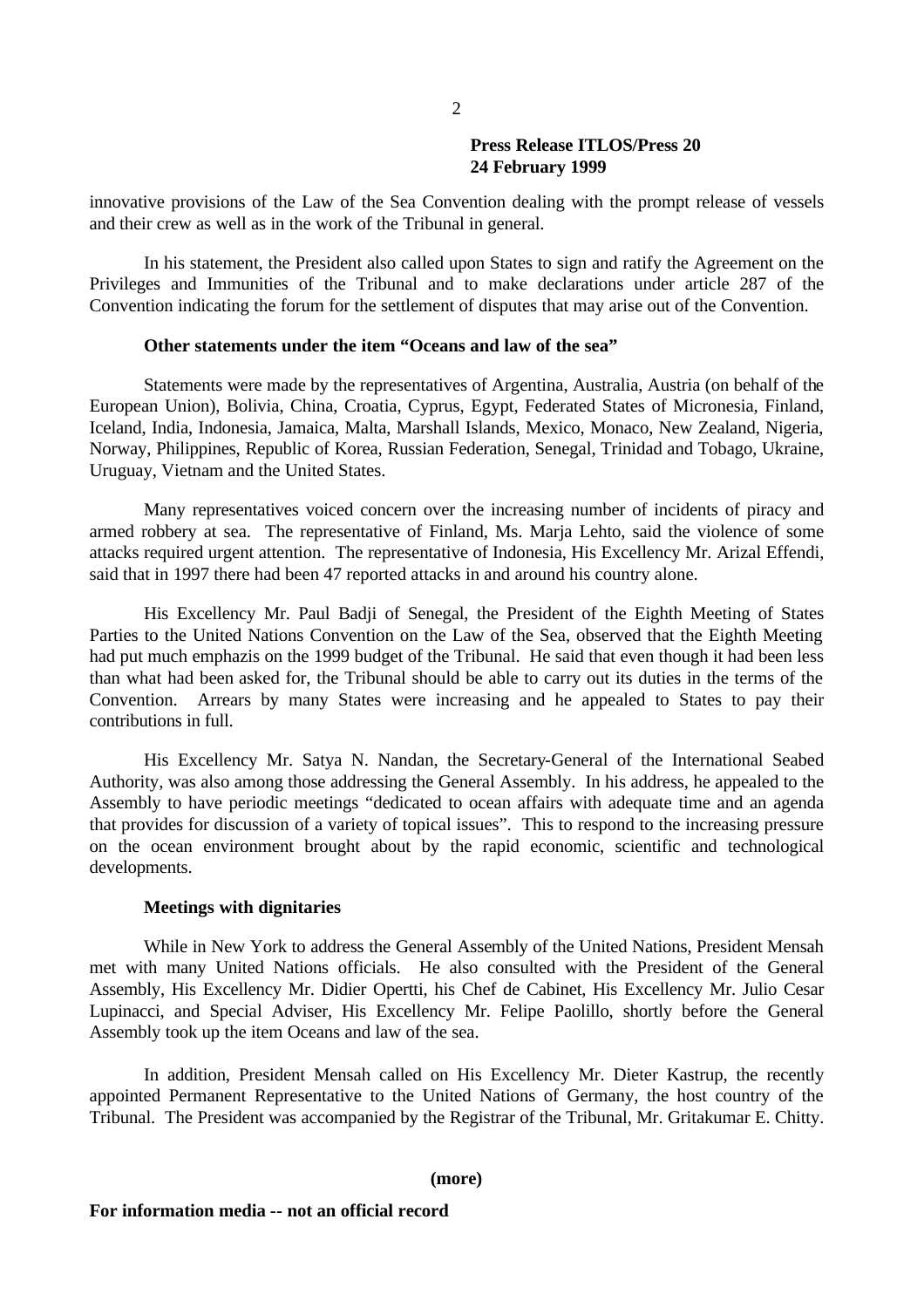innovative provisions of the Law of the Sea Convention dealing with the prompt release of vessels and their crew as well as in the work of the Tribunal in general.

In his statement, the President also called upon States to sign and ratify the Agreement on the Privileges and Immunities of the Tribunal and to make declarations under article 287 of the Convention indicating the forum for the settlement of disputes that may arise out of the Convention.

**Other statements under the item "Oceans and law of the sea"**

Statements were made by the representatives of Argentina, Australia, Austria (on behalf of the European Union), Bolivia, China, Croatia, Cyprus, Egypt, Federated States of Micronesia, Finland, Iceland, India, Indonesia, Jamaica, Malta, Marshall Islands, Mexico, Monaco, New Zealand, Nigeria, Norway, Philippines, Republic of Korea, Russian Federation, Senegal, Trinidad and Tobago, Ukraine, Uruguay, Vietnam and the United States.

Many representatives voiced concern over the increasing number of incidents of piracy and armed robbery at sea. The representative of Finland, Ms. Marja Lehto, said the violence of some attacks required urgent attention. The representative of Indonesia, His Excellency Mr. Arizal Effendi, said that in 1997 there had been 47 reported attacks in and around his country alone.

His Excellency Mr. Paul Badji of Senegal, the President of the Eighth Meeting of States Parties to the United Nations Convention on the Law of the Sea, observed that the Eighth Meeting had put much emphazis on the 1999 budget of the Tribunal. He said that even though it had been less than what had been asked for, the Tribunal should be able to carry out its duties in the terms of the Convention. Arrears by many States were increasing and he appealed to States to pay their contributions in full.

His Excellency Mr. Satya N. Nandan, the Secretary-General of the International Seabed Authority, was also among those addressing the General Assembly. In his address, he appealed to the Assembly to have periodic meetings "dedicated to ocean affairs with adequate time and an agenda that provides for discussion of a variety of topical issues". This to respond to the increasing pressure on the ocean environment brought about by the rapid economic, scientific and technological developments.

**Meetings with dignitaries**

While in New York to address the General Assembly of the United Nations, President Mensah met with many United Nations officials. He also consulted with the President of the General Assembly, His Excellency Mr. Didier Opertti, his Chef de Cabinet, His Excellency Mr. Julio Cesar Lupinacci, and Special Adviser, His Excellency Mr. Felipe Paolillo, shortly before the General Assembly took up the item Oceans and law of the sea.

In addition, President Mensah called on His Excellency Mr. Dieter Kastrup, the recently appointed Permanent Representative to the United Nations of Germany, the host country of the Tribunal. The President was accompanied by the Registrar of the Tribunal, Mr. Gritakumar E. Chitty.

**(more)**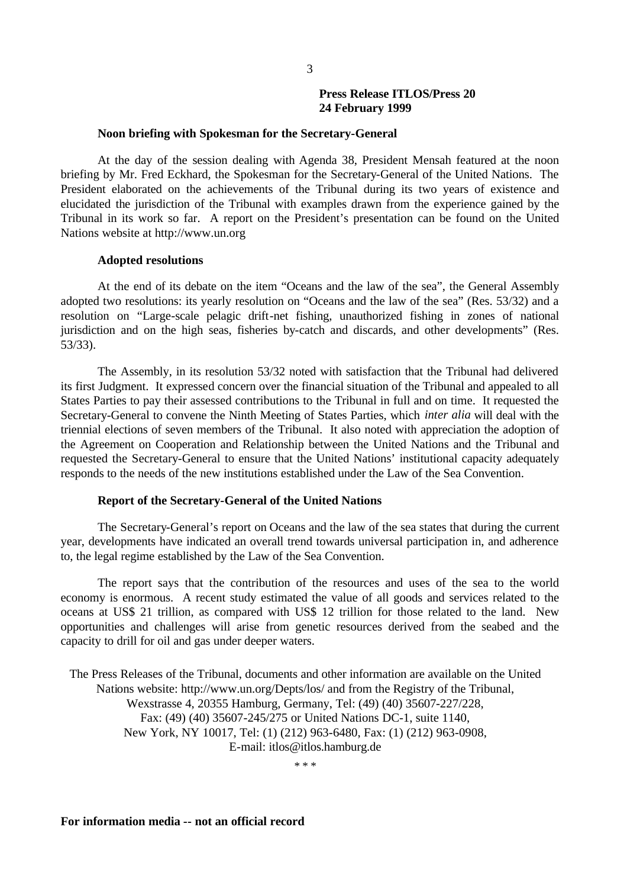**Press Release ITLOS/Press 20**
**24 February 1999**

**Noon briefing with Spokesman for the Secretary-General**

At the day of the session dealing with Agenda 38, President Mensah featured at the noon briefing by Mr. Fred Eckhard, the Spokesman for the Secretary-General of the United Nations. The President elaborated on the achievements of the Tribunal during its two years of existence and elucidated the jurisdiction of the Tribunal with examples drawn from the experience gained by the Tribunal in its work so far. A report on the President's presentation can be found on the United Nations website at http://www.un.org

**Adopted resolutions**

At the end of its debate on the item "Oceans and the law of the sea", the General Assembly adopted two resolutions: its yearly resolution on "Oceans and the law of the sea" (Res. 53/32) and a resolution on "Large-scale pelagic drift-net fishing, unauthorized fishing in zones of national jurisdiction and on the high seas, fisheries by-catch and discards, and other developments" (Res. 53/33).

The Assembly, in its resolution 53/32 noted with satisfaction that the Tribunal had delivered its first Judgment. It expressed concern over the financial situation of the Tribunal and appealed to all States Parties to pay their assessed contributions to the Tribunal in full and on time. It requested the Secretary-General to convene the Ninth Meeting of States Parties, which *inter alia* will deal with the triennial elections of seven members of the Tribunal. It also noted with appreciation the adoption of the Agreement on Cooperation and Relationship between the United Nations and the Tribunal and requested the Secretary-General to ensure that the United Nations' institutional capacity adequately responds to the needs of the new institutions established under the Law of the Sea Convention.

**Report of the Secretary-General of the United Nations**

The Secretary-General's report on Oceans and the law of the sea states that during the current year, developments have indicated an overall trend towards universal participation in, and adherence to, the legal regime established by the Law of the Sea Convention.

The report says that the contribution of the resources and uses of the sea to the world economy is enormous. A recent study estimated the value of all goods and services related to the oceans at US$ 21 trillion, as compared with US$ 12 trillion for those related to the land. New opportunities and challenges will arise from genetic resources derived from the seabed and the capacity to drill for oil and gas under deeper waters.

The Press Releases of the Tribunal, documents and other information are available on the United Nations website: http://www.un.org/Depts/los/ and from the Registry of the Tribunal, Wexstrasse 4, 20355 Hamburg, Germany, Tel: (49) (40) 35607-227/228, Fax: (49) (40) 35607-245/275 or United Nations DC-1, suite 1140, New York, NY 10017, Tel: (1) (212) 963-6480, Fax: (1) (212) 963-0908, E-mail: itlos@itlos.hamburg.de

\* \* \*

**For information media -- not an official record**